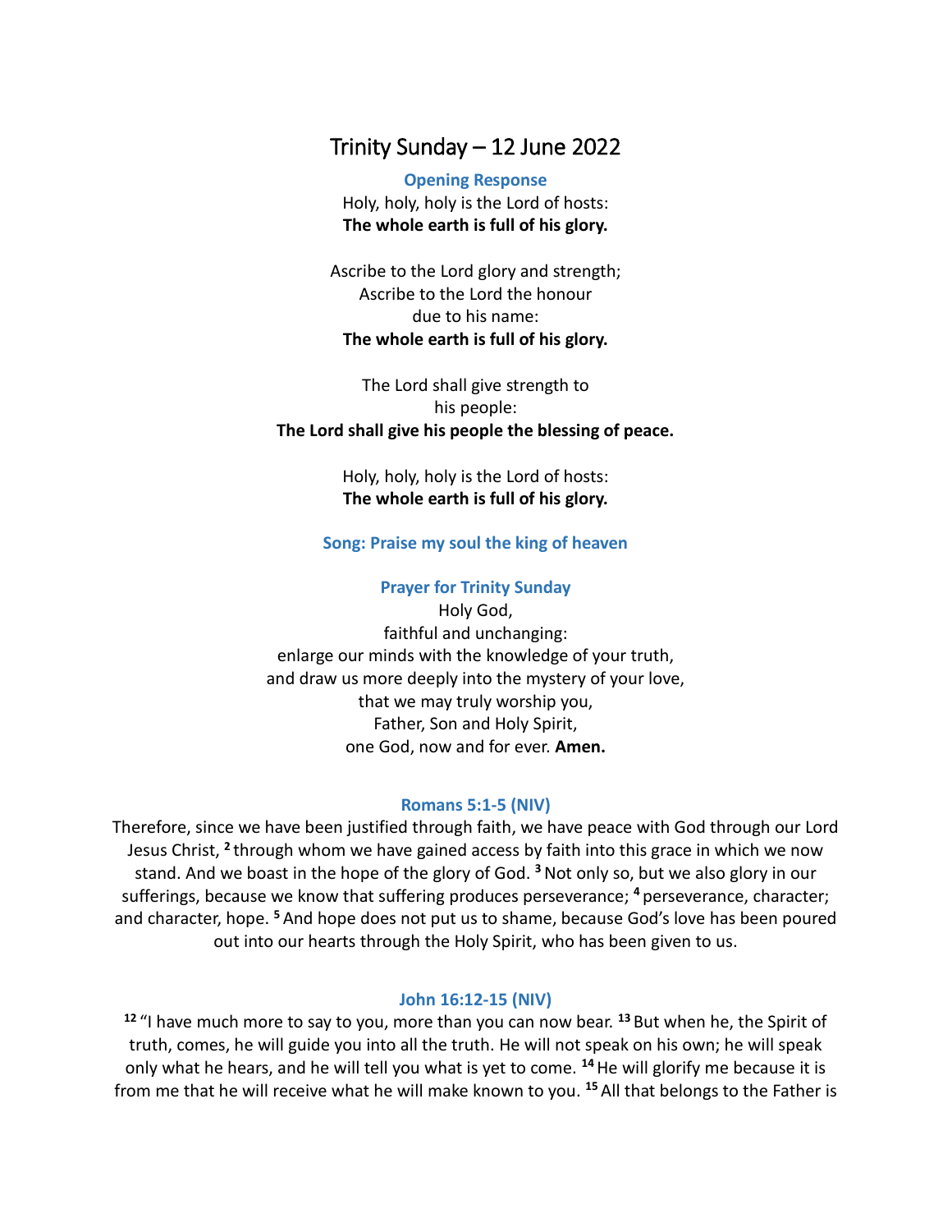# Trinity Sunday – 12 June 2022

## Opening Response

Holy, holy, holy is the Lord of hosts:
**The whole earth is full of his glory.**

Ascribe to the Lord glory and strength;
Ascribe to the Lord the honour
due to his name:
**The whole earth is full of his glory.**

The Lord shall give strength to
his people:
**The Lord shall give his people the blessing of peace.**

Holy, holy, holy is the Lord of hosts:
**The whole earth is full of his glory.**

## Song: Praise my soul the king of heaven

## Prayer for Trinity Sunday

Holy God,
faithful and unchanging:
enlarge our minds with the knowledge of your truth,
and draw us more deeply into the mystery of your love,
that we may truly worship you,
Father, Son and Holy Spirit,
one God, now and for ever. **Amen.**

## Romans 5:1-5 (NIV)

Therefore, since we have been justified through faith, we have peace with God through our Lord Jesus Christ, [2] through whom we have gained access by faith into this grace in which we now stand. And we boast in the hope of the glory of God. [3] Not only so, but we also glory in our sufferings, because we know that suffering produces perseverance; [4] perseverance, character; and character, hope. [5] And hope does not put us to shame, because God's love has been poured out into our hearts through the Holy Spirit, who has been given to us.

## John 16:12-15 (NIV)

[12] "I have much more to say to you, more than you can now bear. [13] But when he, the Spirit of truth, comes, he will guide you into all the truth. He will not speak on his own; he will speak only what he hears, and he will tell you what is yet to come. [14] He will glorify me because it is from me that he will receive what he will make known to you. [15] All that belongs to the Father is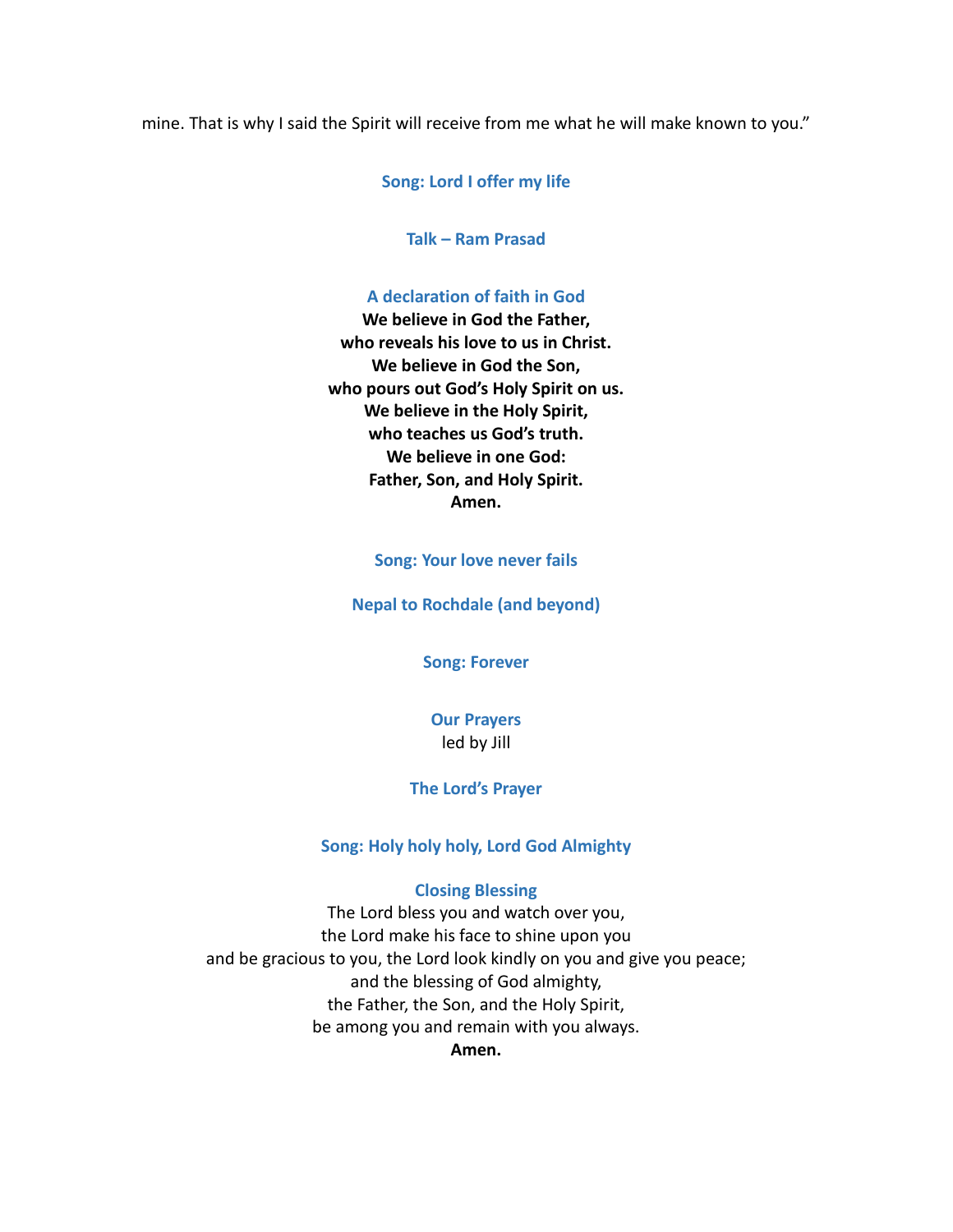mine. That is why I said the Spirit will receive from me what he will make known to you."

### Song: Lord I offer my life

### Talk – Ram Prasad

### A declaration of faith in God

**We believe in God the Father,**
**who reveals his love to us in Christ.**
**We believe in God the Son,**
**who pours out God's Holy Spirit on us.**
**We believe in the Holy Spirit,**
**who teaches us God's truth.**
**We believe in one God:**
**Father, Son, and Holy Spirit.**
**Amen.**

### Song: Your love never fails

### Nepal to Rochdale (and beyond)

### Song: Forever

### Our Prayers

led by Jill

### The Lord's Prayer

### Song: Holy holy holy, Lord God Almighty

### Closing Blessing

The Lord bless you and watch over you,
the Lord make his face to shine upon you
and be gracious to you, the Lord look kindly on you and give you peace;
and the blessing of God almighty,
the Father, the Son, and the Holy Spirit,
be among you and remain with you always.
**Amen.**